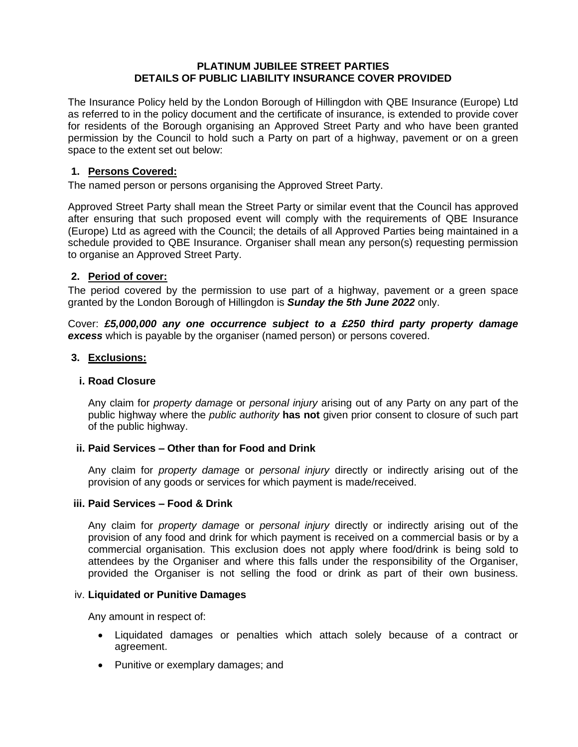# PLATINUM JUBILEE STREET PARTIES
## DETAILS OF PUBLIC LIABILITY INSURANCE COVER PROVIDED

The Insurance Policy held by the London Borough of Hillingdon with QBE Insurance (Europe) Ltd as referred to in the policy document and the certificate of insurance, is extended to provide cover for residents of the Borough organising an Approved Street Party and who have been granted permission by the Council to hold such a Party on part of a highway, pavement or on a green space to the extent set out below:

### 1. Persons Covered:

The named person or persons organising the Approved Street Party.

Approved Street Party shall mean the Street Party or similar event that the Council has approved after ensuring that such proposed event will comply with the requirements of QBE Insurance (Europe) Ltd as agreed with the Council; the details of all Approved Parties being maintained in a schedule provided to QBE Insurance. Organiser shall mean any person(s) requesting permission to organise an Approved Street Party.

### 2. Period of cover:

The period covered by the permission to use part of a highway, pavement or a green space granted by the London Borough of Hillingdon is ***Sunday the 5th June 2022*** only.

Cover: ***£5,000,000 any one occurrence subject to a £250 third party property damage excess*** which is payable by the organiser (named person) or persons covered.

### 3. Exclusions:

#### i. Road Closure

Any claim for *property damage* or *personal injury* arising out of any Party on any part of the public highway where the *public authority* **has not** given prior consent to closure of such part of the public highway.

#### ii. Paid Services – Other than for Food and Drink

Any claim for *property damage* or *personal injury* directly or indirectly arising out of the provision of any goods or services for which payment is made/received.

#### iii. Paid Services – Food & Drink

Any claim for *property damage* or *personal injury* directly or indirectly arising out of the provision of any food and drink for which payment is received on a commercial basis or by a commercial organisation. This exclusion does not apply where food/drink is being sold to attendees by the Organiser and where this falls under the responsibility of the Organiser, provided the Organiser is not selling the food or drink as part of their own business.

#### iv. Liquidated or Punitive Damages

Any amount in respect of:

- Liquidated damages or penalties which attach solely because of a contract or agreement.
- Punitive or exemplary damages; and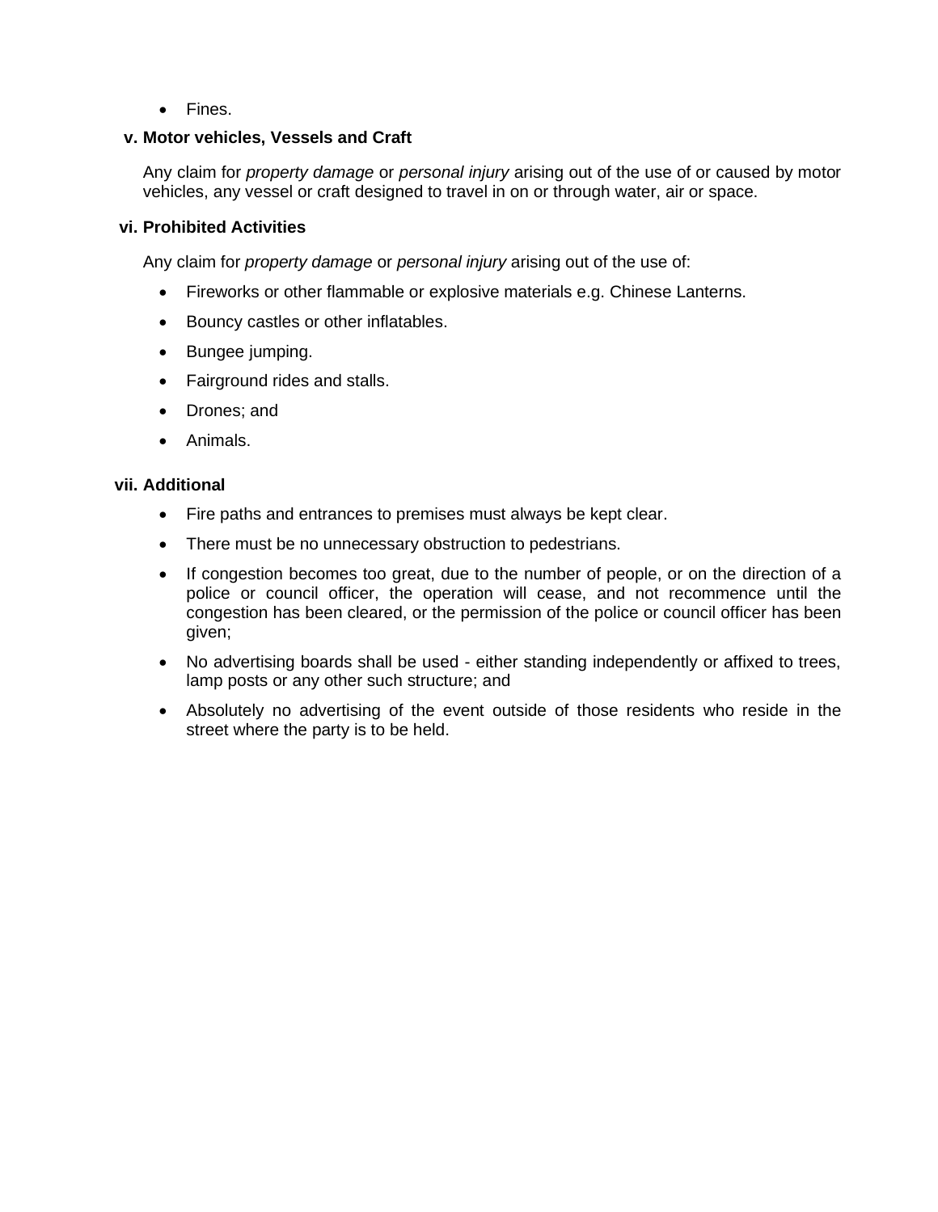- Fines.

**v. Motor vehicles, Vessels and Craft**

Any claim for *property damage* or *personal injury* arising out of the use of or caused by motor vehicles, any vessel or craft designed to travel in on or through water, air or space.

**vi. Prohibited Activities**

Any claim for *property damage* or *personal injury* arising out of the use of:

- Fireworks or other flammable or explosive materials e.g. Chinese Lanterns.
- Bouncy castles or other inflatables.
- Bungee jumping.
- Fairground rides and stalls.
- Drones; and
- Animals.

**vii. Additional**

- Fire paths and entrances to premises must always be kept clear.
- There must be no unnecessary obstruction to pedestrians.
- If congestion becomes too great, due to the number of people, or on the direction of a police or council officer, the operation will cease, and not recommence until the congestion has been cleared, or the permission of the police or council officer has been given;
- No advertising boards shall be used - either standing independently or affixed to trees, lamp posts or any other such structure; and
- Absolutely no advertising of the event outside of those residents who reside in the street where the party is to be held.